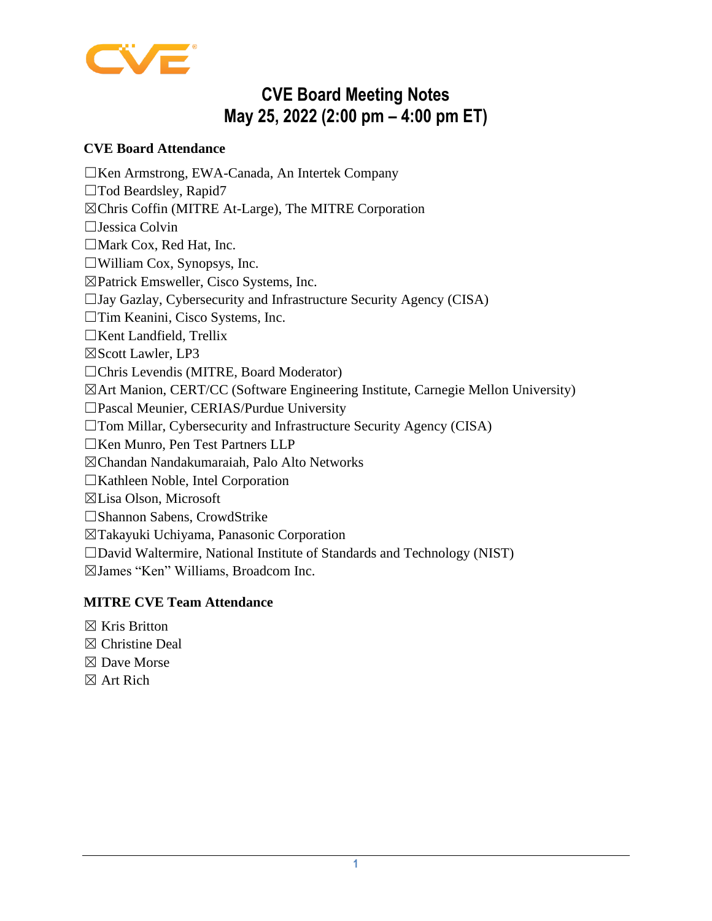# CVE Board Meeting Notes
# May 25, 2022 (2:00 pm – 4:00 pm ET)

**CVE Board Attendance**

☐Ken Armstrong, EWA-Canada, An Intertek Company
☐Tod Beardsley, Rapid7
☒Chris Coffin (MITRE At-Large), The MITRE Corporation
☐Jessica Colvin
☐Mark Cox, Red Hat, Inc.
☐William Cox, Synopsys, Inc.
☒Patrick Emsweller, Cisco Systems, Inc.
☐Jay Gazlay, Cybersecurity and Infrastructure Security Agency (CISA)
☐Tim Keanini, Cisco Systems, Inc.
☐Kent Landfield, Trellix
☒Scott Lawler, LP3
☐Chris Levendis (MITRE, Board Moderator)
☒Art Manion, CERT/CC (Software Engineering Institute, Carnegie Mellon University)
☐Pascal Meunier, CERIAS/Purdue University
☐Tom Millar, Cybersecurity and Infrastructure Security Agency (CISA)
☐Ken Munro, Pen Test Partners LLP
☒Chandan Nandakumaraiah, Palo Alto Networks
☐Kathleen Noble, Intel Corporation
☒Lisa Olson, Microsoft
☐Shannon Sabens, CrowdStrike
☒Takayuki Uchiyama, Panasonic Corporation
☐David Waltermire, National Institute of Standards and Technology (NIST)
☒James "Ken" Williams, Broadcom Inc.

**MITRE CVE Team Attendance**

☒ Kris Britton
☒ Christine Deal
☒ Dave Morse
☒ Art Rich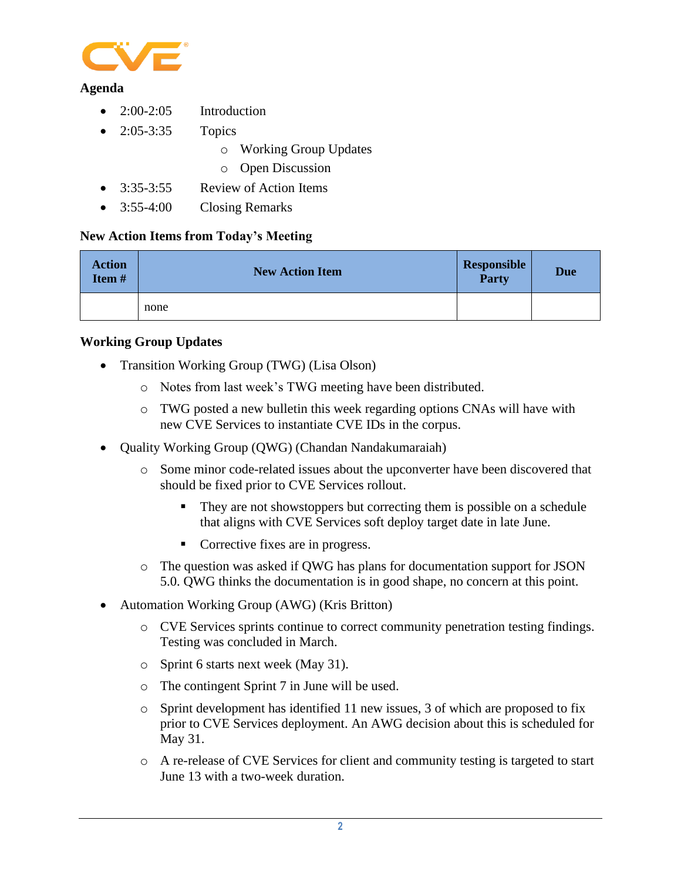## Agenda

- 2:00-2:05 Introduction
- 2:05-3:35 Topics
  - Working Group Updates
  - Open Discussion
- 3:35-3:55 Review of Action Items
- 3:55-4:00 Closing Remarks

## New Action Items from Today's Meeting

| Action Item # | New Action Item | Responsible Party | Due |
|---|---|---|---|
| | none | | |

## Working Group Updates

- Transition Working Group (TWG) (Lisa Olson)
  - Notes from last week's TWG meeting have been distributed.
  - TWG posted a new bulletin this week regarding options CNAs will have with new CVE Services to instantiate CVE IDs in the corpus.
- Quality Working Group (QWG) (Chandan Nandakumaraiah)
  - Some minor code-related issues about the upconverter have been discovered that should be fixed prior to CVE Services rollout.
    - They are not showstoppers but correcting them is possible on a schedule that aligns with CVE Services soft deploy target date in late June.
    - Corrective fixes are in progress.
  - The question was asked if QWG has plans for documentation support for JSON 5.0. QWG thinks the documentation is in good shape, no concern at this point.
- Automation Working Group (AWG) (Kris Britton)
  - CVE Services sprints continue to correct community penetration testing findings. Testing was concluded in March.
  - Sprint 6 starts next week (May 31).
  - The contingent Sprint 7 in June will be used.
  - Sprint development has identified 11 new issues, 3 of which are proposed to fix prior to CVE Services deployment. An AWG decision about this is scheduled for May 31.
  - A re-release of CVE Services for client and community testing is targeted to start June 13 with a two-week duration.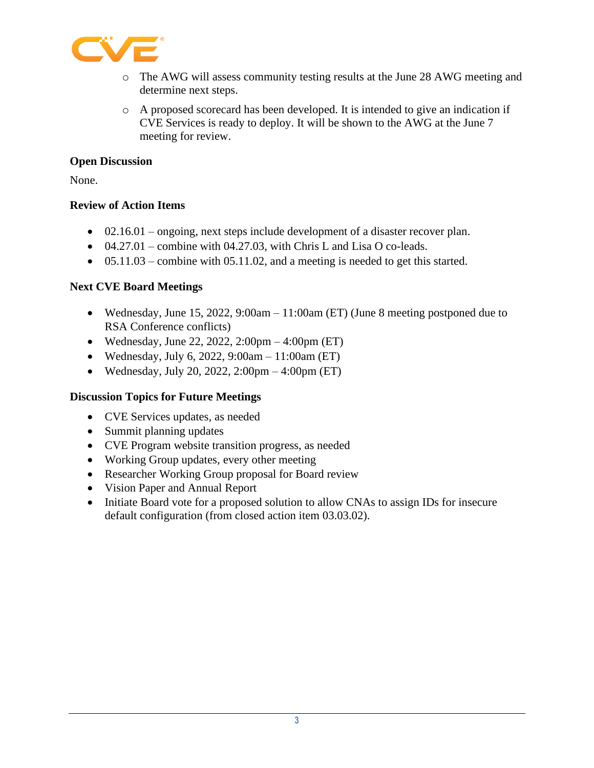- The AWG will assess community testing results at the June 28 AWG meeting and determine next steps.
- A proposed scorecard has been developed. It is intended to give an indication if CVE Services is ready to deploy. It will be shown to the AWG at the June 7 meeting for review.

**Open Discussion**

None.

**Review of Action Items**

- 02.16.01 – ongoing, next steps include development of a disaster recover plan.
- 04.27.01 – combine with 04.27.03, with Chris L and Lisa O co-leads.
- 05.11.03 – combine with 05.11.02, and a meeting is needed to get this started.

**Next CVE Board Meetings**

- Wednesday, June 15, 2022, 9:00am – 11:00am (ET) (June 8 meeting postponed due to RSA Conference conflicts)
- Wednesday, June 22, 2022, 2:00pm – 4:00pm (ET)
- Wednesday, July 6, 2022, 9:00am – 11:00am (ET)
- Wednesday, July 20, 2022, 2:00pm – 4:00pm (ET)

**Discussion Topics for Future Meetings**

- CVE Services updates, as needed
- Summit planning updates
- CVE Program website transition progress, as needed
- Working Group updates, every other meeting
- Researcher Working Group proposal for Board review
- Vision Paper and Annual Report
- Initiate Board vote for a proposed solution to allow CNAs to assign IDs for insecure default configuration (from closed action item 03.03.02).